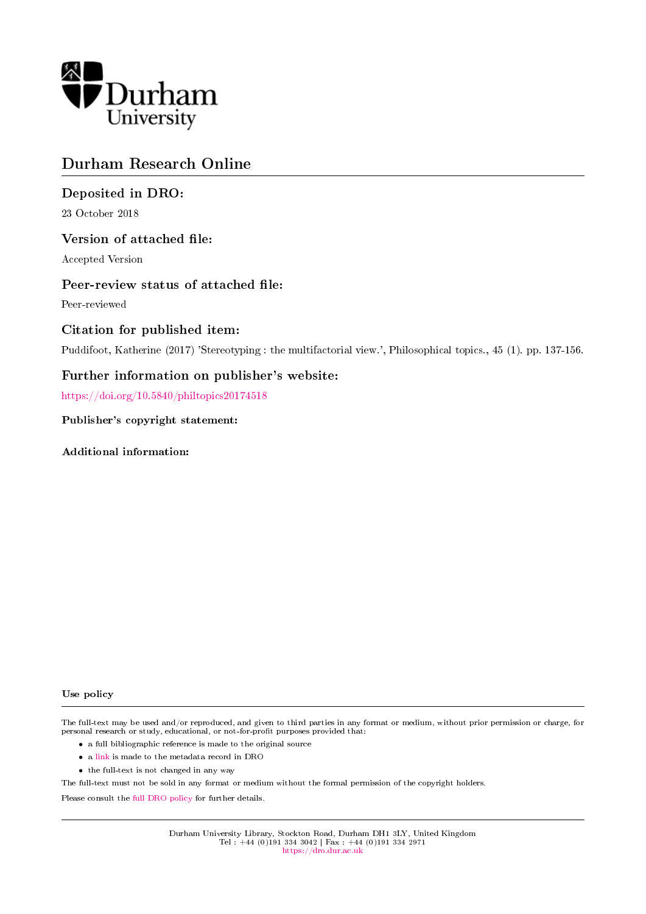Durham University

# Durham Research Online

## Deposited in DRO:

23 October 2018

## Version of attached file:

Accepted Version

## Peer-review status of attached file:

Peer-reviewed

## Citation for published item:

Puddifoot, Katherine (2017) 'Stereotyping : the multifactorial view.', Philosophical topics., 45 (1). pp. 137-156.

## Further information on publisher's website:

https://doi.org/10.5840/philtopics20174518

### Publisher's copyright statement:

### Additional information:

### Use policy

The full-text may be used and/or reproduced, and given to third parties in any format or medium, without prior permission or charge, for personal research or study, educational, or not-for-profit purposes provided that:

- a full bibliographic reference is made to the original source
- a link is made to the metadata record in DRO
- the full-text is not changed in any way

The full-text must not be sold in any format or medium without the formal permission of the copyright holders.

Please consult the full DRO policy for further details.

Durham University Library, Stockton Road, Durham DH1 3LY, United Kingdom
Tel : +44 (0)191 334 3042 | Fax : +44 (0)191 334 2971
https://dro.dur.ac.uk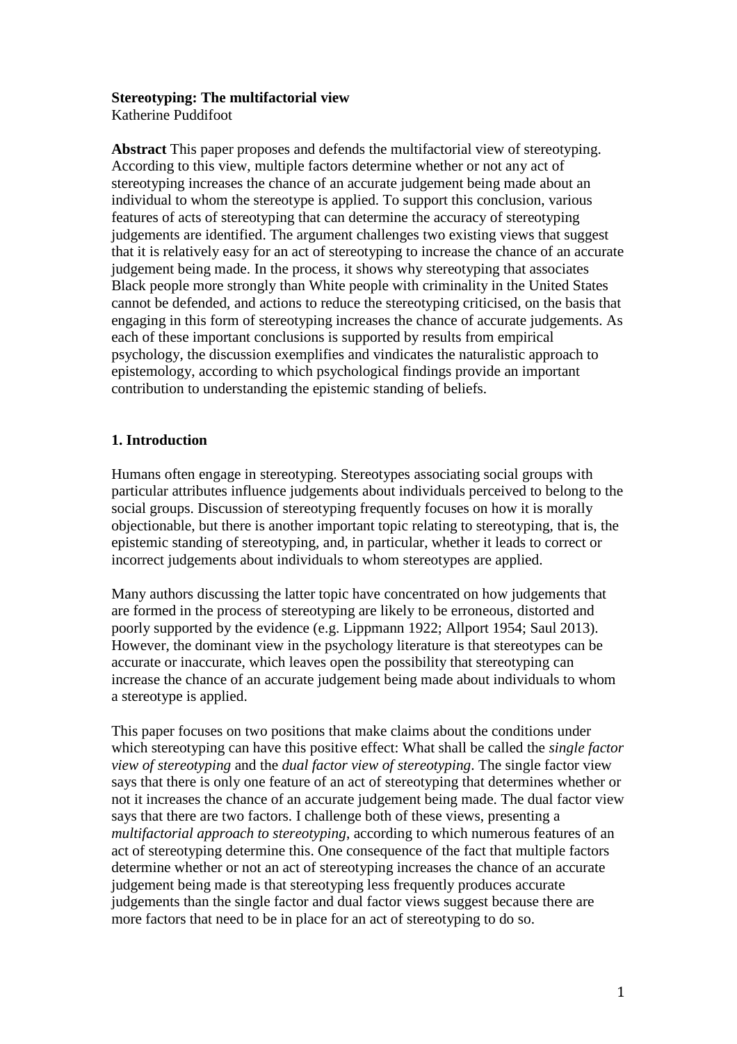**Stereotyping: The multifactorial view**
Katherine Puddifoot

**Abstract** This paper proposes and defends the multifactorial view of stereotyping. According to this view, multiple factors determine whether or not any act of stereotyping increases the chance of an accurate judgement being made about an individual to whom the stereotype is applied. To support this conclusion, various features of acts of stereotyping that can determine the accuracy of stereotyping judgements are identified. The argument challenges two existing views that suggest that it is relatively easy for an act of stereotyping to increase the chance of an accurate judgement being made. In the process, it shows why stereotyping that associates Black people more strongly than White people with criminality in the United States cannot be defended, and actions to reduce the stereotyping criticised, on the basis that engaging in this form of stereotyping increases the chance of accurate judgements. As each of these important conclusions is supported by results from empirical psychology, the discussion exemplifies and vindicates the naturalistic approach to epistemology, according to which psychological findings provide an important contribution to understanding the epistemic standing of beliefs.

## 1. Introduction

Humans often engage in stereotyping. Stereotypes associating social groups with particular attributes influence judgements about individuals perceived to belong to the social groups. Discussion of stereotyping frequently focuses on how it is morally objectionable, but there is another important topic relating to stereotyping, that is, the epistemic standing of stereotyping, and, in particular, whether it leads to correct or incorrect judgements about individuals to whom stereotypes are applied.

Many authors discussing the latter topic have concentrated on how judgements that are formed in the process of stereotyping are likely to be erroneous, distorted and poorly supported by the evidence (e.g. Lippmann 1922; Allport 1954; Saul 2013). However, the dominant view in the psychology literature is that stereotypes can be accurate or inaccurate, which leaves open the possibility that stereotyping can increase the chance of an accurate judgement being made about individuals to whom a stereotype is applied.

This paper focuses on two positions that make claims about the conditions under which stereotyping can have this positive effect: What shall be called the *single factor view of stereotyping* and the *dual factor view of stereotyping*. The single factor view says that there is only one feature of an act of stereotyping that determines whether or not it increases the chance of an accurate judgement being made. The dual factor view says that there are two factors. I challenge both of these views, presenting a *multifactorial approach to stereotyping*, according to which numerous features of an act of stereotyping determine this. One consequence of the fact that multiple factors determine whether or not an act of stereotyping increases the chance of an accurate judgement being made is that stereotyping less frequently produces accurate judgements than the single factor and dual factor views suggest because there are more factors that need to be in place for an act of stereotyping to do so.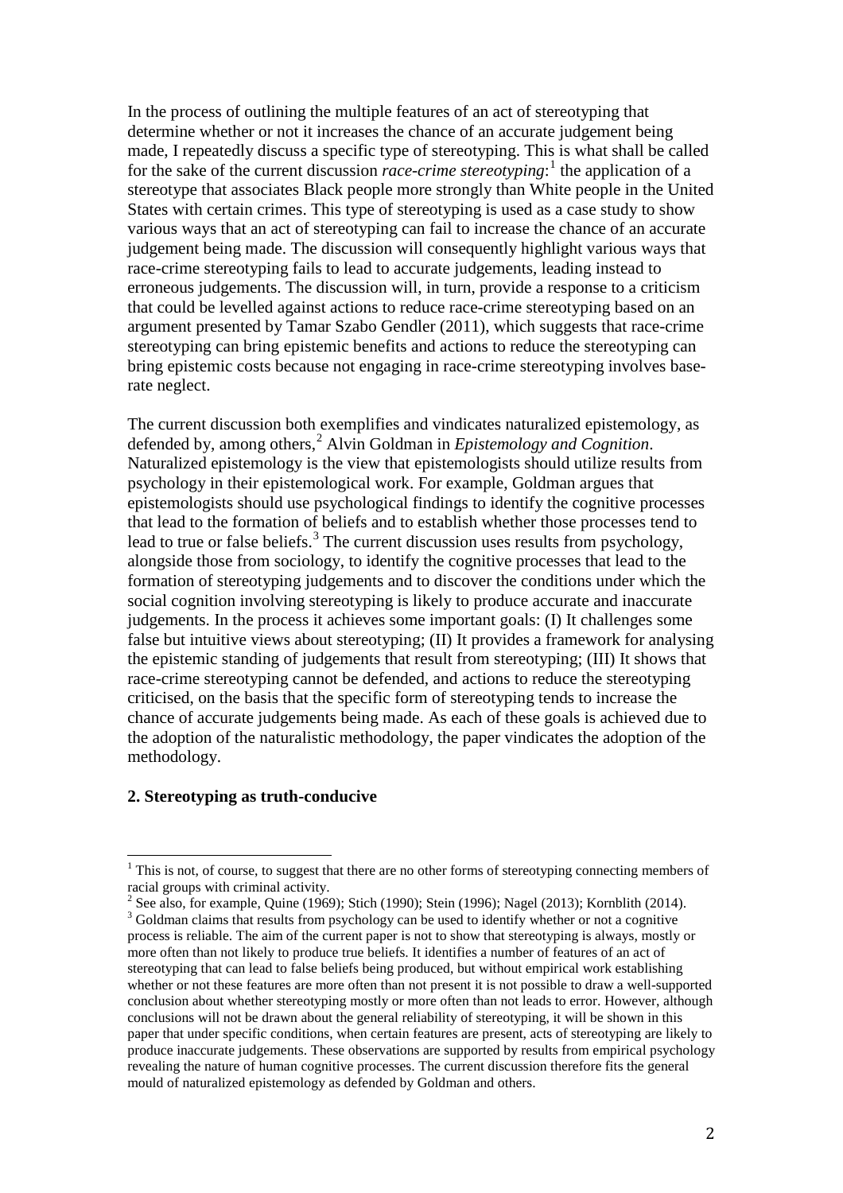In the process of outlining the multiple features of an act of stereotyping that determine whether or not it increases the chance of an accurate judgement being made, I repeatedly discuss a specific type of stereotyping. This is what shall be called for the sake of the current discussion *race-crime stereotyping*:[1] the application of a stereotype that associates Black people more strongly than White people in the United States with certain crimes. This type of stereotyping is used as a case study to show various ways that an act of stereotyping can fail to increase the chance of an accurate judgement being made. The discussion will consequently highlight various ways that race-crime stereotyping fails to lead to accurate judgements, leading instead to erroneous judgements. The discussion will, in turn, provide a response to a criticism that could be levelled against actions to reduce race-crime stereotyping based on an argument presented by Tamar Szabo Gendler (2011), which suggests that race-crime stereotyping can bring epistemic benefits and actions to reduce the stereotyping can bring epistemic costs because not engaging in race-crime stereotyping involves base-rate neglect.

The current discussion both exemplifies and vindicates naturalized epistemology, as defended by, among others,[2] Alvin Goldman in *Epistemology and Cognition*. Naturalized epistemology is the view that epistemologists should utilize results from psychology in their epistemological work. For example, Goldman argues that epistemologists should use psychological findings to identify the cognitive processes that lead to the formation of beliefs and to establish whether those processes tend to lead to true or false beliefs.[3] The current discussion uses results from psychology, alongside those from sociology, to identify the cognitive processes that lead to the formation of stereotyping judgements and to discover the conditions under which the social cognition involving stereotyping is likely to produce accurate and inaccurate judgements. In the process it achieves some important goals: (I) It challenges some false but intuitive views about stereotyping; (II) It provides a framework for analysing the epistemic standing of judgements that result from stereotyping; (III) It shows that race-crime stereotyping cannot be defended, and actions to reduce the stereotyping criticised, on the basis that the specific form of stereotyping tends to increase the chance of accurate judgements being made. As each of these goals is achieved due to the adoption of the naturalistic methodology, the paper vindicates the adoption of the methodology.

## 2. Stereotyping as truth-conducive

[1] This is not, of course, to suggest that there are no other forms of stereotyping connecting members of racial groups with criminal activity.

[2] See also, for example, Quine (1969); Stich (1990); Stein (1996); Nagel (2013); Kornblith (2014).

[3] Goldman claims that results from psychology can be used to identify whether or not a cognitive process is reliable. The aim of the current paper is not to show that stereotyping is always, mostly or more often than not likely to produce true beliefs. It identifies a number of features of an act of stereotyping that can lead to false beliefs being produced, but without empirical work establishing whether or not these features are more often than not present it is not possible to draw a well-supported conclusion about whether stereotyping mostly or more often than not leads to error. However, although conclusions will not be drawn about the general reliability of stereotyping, it will be shown in this paper that under specific conditions, when certain features are present, acts of stereotyping are likely to produce inaccurate judgements. These observations are supported by results from empirical psychology revealing the nature of human cognitive processes. The current discussion therefore fits the general mould of naturalized epistemology as defended by Goldman and others.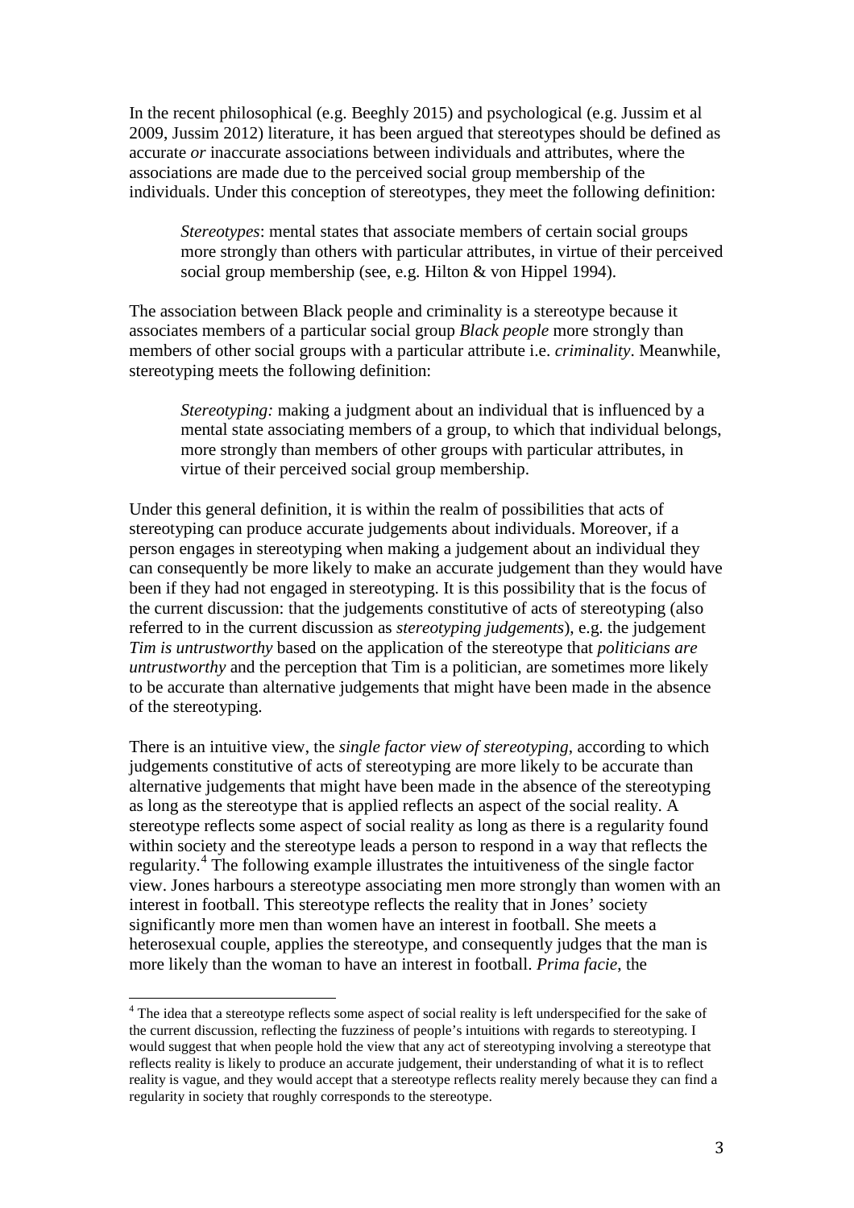In the recent philosophical (e.g. Beeghly 2015) and psychological (e.g. Jussim et al 2009, Jussim 2012) literature, it has been argued that stereotypes should be defined as accurate *or* inaccurate associations between individuals and attributes, where the associations are made due to the perceived social group membership of the individuals. Under this conception of stereotypes, they meet the following definition:

> *Stereotypes*: mental states that associate members of certain social groups more strongly than others with particular attributes, in virtue of their perceived social group membership (see, e.g. Hilton & von Hippel 1994).

The association between Black people and criminality is a stereotype because it associates members of a particular social group *Black people* more strongly than members of other social groups with a particular attribute i.e. *criminality*. Meanwhile, stereotyping meets the following definition:

> *Stereotyping:* making a judgment about an individual that is influenced by a mental state associating members of a group, to which that individual belongs, more strongly than members of other groups with particular attributes, in virtue of their perceived social group membership.

Under this general definition, it is within the realm of possibilities that acts of stereotyping can produce accurate judgements about individuals. Moreover, if a person engages in stereotyping when making a judgement about an individual they can consequently be more likely to make an accurate judgement than they would have been if they had not engaged in stereotyping. It is this possibility that is the focus of the current discussion: that the judgements constitutive of acts of stereotyping (also referred to in the current discussion as *stereotyping judgements*), e.g. the judgement *Tim is untrustworthy* based on the application of the stereotype that *politicians are untrustworthy* and the perception that Tim is a politician, are sometimes more likely to be accurate than alternative judgements that might have been made in the absence of the stereotyping.

There is an intuitive view, the *single factor view of stereotyping*, according to which judgements constitutive of acts of stereotyping are more likely to be accurate than alternative judgements that might have been made in the absence of the stereotyping as long as the stereotype that is applied reflects an aspect of the social reality. A stereotype reflects some aspect of social reality as long as there is a regularity found within society and the stereotype leads a person to respond in a way that reflects the regularity.[4] The following example illustrates the intuitiveness of the single factor view. Jones harbours a stereotype associating men more strongly than women with an interest in football. This stereotype reflects the reality that in Jones' society significantly more men than women have an interest in football. She meets a heterosexual couple, applies the stereotype, and consequently judges that the man is more likely than the woman to have an interest in football. *Prima facie*, the

[4] The idea that a stereotype reflects some aspect of social reality is left underspecified for the sake of the current discussion, reflecting the fuzziness of people's intuitions with regards to stereotyping. I would suggest that when people hold the view that any act of stereotyping involving a stereotype that reflects reality is likely to produce an accurate judgement, their understanding of what it is to reflect reality is vague, and they would accept that a stereotype reflects reality merely because they can find a regularity in society that roughly corresponds to the stereotype.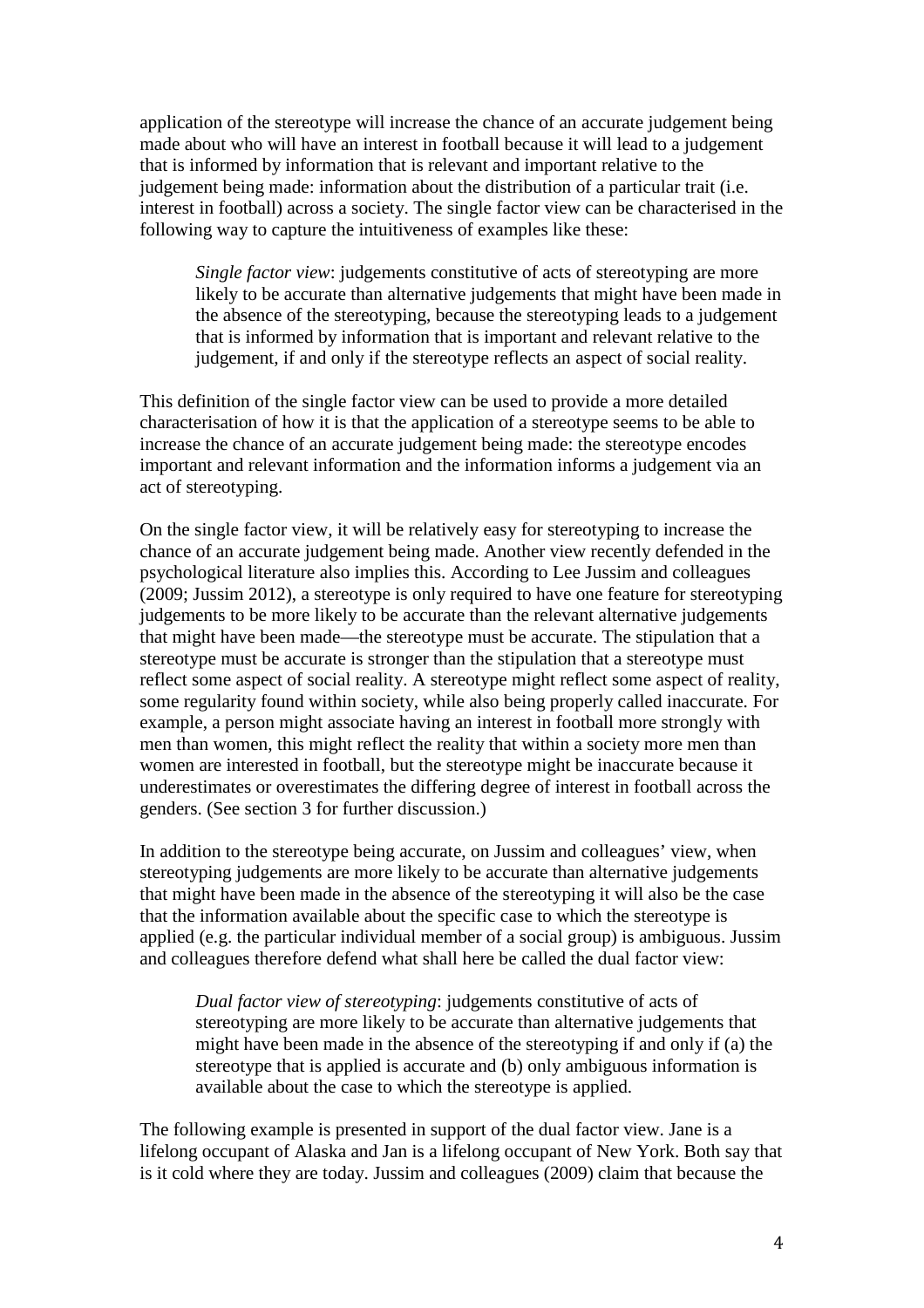application of the stereotype will increase the chance of an accurate judgement being made about who will have an interest in football because it will lead to a judgement that is informed by information that is relevant and important relative to the judgement being made: information about the distribution of a particular trait (i.e. interest in football) across a society. The single factor view can be characterised in the following way to capture the intuitiveness of examples like these:

> *Single factor view*: judgements constitutive of acts of stereotyping are more likely to be accurate than alternative judgements that might have been made in the absence of the stereotyping, because the stereotyping leads to a judgement that is informed by information that is important and relevant relative to the judgement, if and only if the stereotype reflects an aspect of social reality.

This definition of the single factor view can be used to provide a more detailed characterisation of how it is that the application of a stereotype seems to be able to increase the chance of an accurate judgement being made: the stereotype encodes important and relevant information and the information informs a judgement via an act of stereotyping.

On the single factor view, it will be relatively easy for stereotyping to increase the chance of an accurate judgement being made. Another view recently defended in the psychological literature also implies this. According to Lee Jussim and colleagues (2009; Jussim 2012), a stereotype is only required to have one feature for stereotyping judgements to be more likely to be accurate than the relevant alternative judgements that might have been made—the stereotype must be accurate. The stipulation that a stereotype must be accurate is stronger than the stipulation that a stereotype must reflect some aspect of social reality. A stereotype might reflect some aspect of reality, some regularity found within society, while also being properly called inaccurate. For example, a person might associate having an interest in football more strongly with men than women, this might reflect the reality that within a society more men than women are interested in football, but the stereotype might be inaccurate because it underestimates or overestimates the differing degree of interest in football across the genders. (See section 3 for further discussion.)

In addition to the stereotype being accurate, on Jussim and colleagues' view, when stereotyping judgements are more likely to be accurate than alternative judgements that might have been made in the absence of the stereotyping it will also be the case that the information available about the specific case to which the stereotype is applied (e.g. the particular individual member of a social group) is ambiguous. Jussim and colleagues therefore defend what shall here be called the dual factor view:

> *Dual factor view of stereotyping*: judgements constitutive of acts of stereotyping are more likely to be accurate than alternative judgements that might have been made in the absence of the stereotyping if and only if (a) the stereotype that is applied is accurate and (b) only ambiguous information is available about the case to which the stereotype is applied.

The following example is presented in support of the dual factor view. Jane is a lifelong occupant of Alaska and Jan is a lifelong occupant of New York. Both say that is it cold where they are today. Jussim and colleagues (2009) claim that because the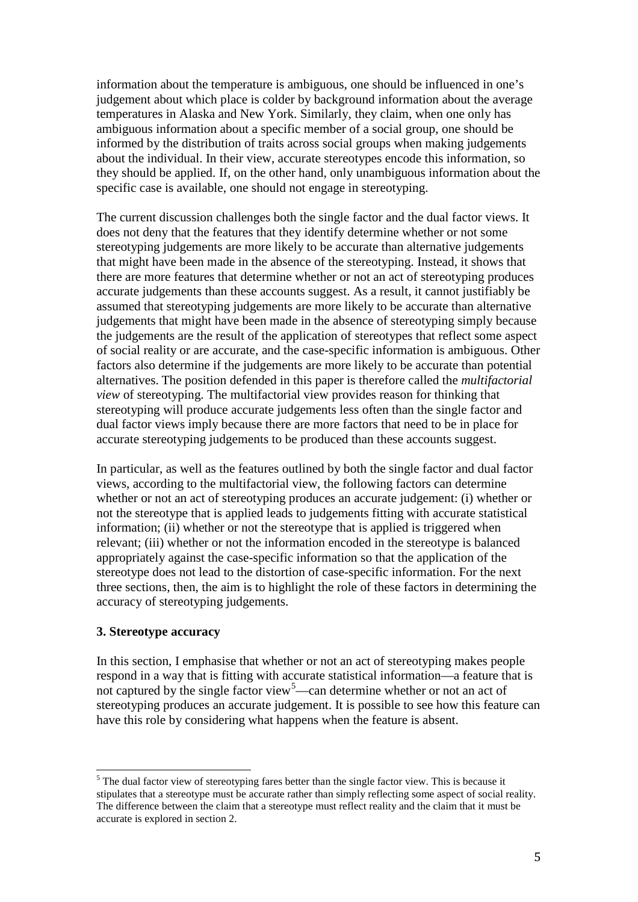information about the temperature is ambiguous, one should be influenced in one's judgement about which place is colder by background information about the average temperatures in Alaska and New York. Similarly, they claim, when one only has ambiguous information about a specific member of a social group, one should be informed by the distribution of traits across social groups when making judgements about the individual. In their view, accurate stereotypes encode this information, so they should be applied. If, on the other hand, only unambiguous information about the specific case is available, one should not engage in stereotyping.

The current discussion challenges both the single factor and the dual factor views. It does not deny that the features that they identify determine whether or not some stereotyping judgements are more likely to be accurate than alternative judgements that might have been made in the absence of the stereotyping. Instead, it shows that there are more features that determine whether or not an act of stereotyping produces accurate judgements than these accounts suggest. As a result, it cannot justifiably be assumed that stereotyping judgements are more likely to be accurate than alternative judgements that might have been made in the absence of stereotyping simply because the judgements are the result of the application of stereotypes that reflect some aspect of social reality or are accurate, and the case-specific information is ambiguous. Other factors also determine if the judgements are more likely to be accurate than potential alternatives. The position defended in this paper is therefore called the *multifactorial view* of stereotyping. The multifactorial view provides reason for thinking that stereotyping will produce accurate judgements less often than the single factor and dual factor views imply because there are more factors that need to be in place for accurate stereotyping judgements to be produced than these accounts suggest.

In particular, as well as the features outlined by both the single factor and dual factor views, according to the multifactorial view, the following factors can determine whether or not an act of stereotyping produces an accurate judgement: (i) whether or not the stereotype that is applied leads to judgements fitting with accurate statistical information; (ii) whether or not the stereotype that is applied is triggered when relevant; (iii) whether or not the information encoded in the stereotype is balanced appropriately against the case-specific information so that the application of the stereotype does not lead to the distortion of case-specific information. For the next three sections, then, the aim is to highlight the role of these factors in determining the accuracy of stereotyping judgements.

### 3. Stereotype accuracy

In this section, I emphasise that whether or not an act of stereotyping makes people respond in a way that is fitting with accurate statistical information—a feature that is not captured by the single factor view[5]—can determine whether or not an act of stereotyping produces an accurate judgement. It is possible to see how this feature can have this role by considering what happens when the feature is absent.

---

[5] The dual factor view of stereotyping fares better than the single factor view. This is because it stipulates that a stereotype must be accurate rather than simply reflecting some aspect of social reality. The difference between the claim that a stereotype must reflect reality and the claim that it must be accurate is explored in section 2.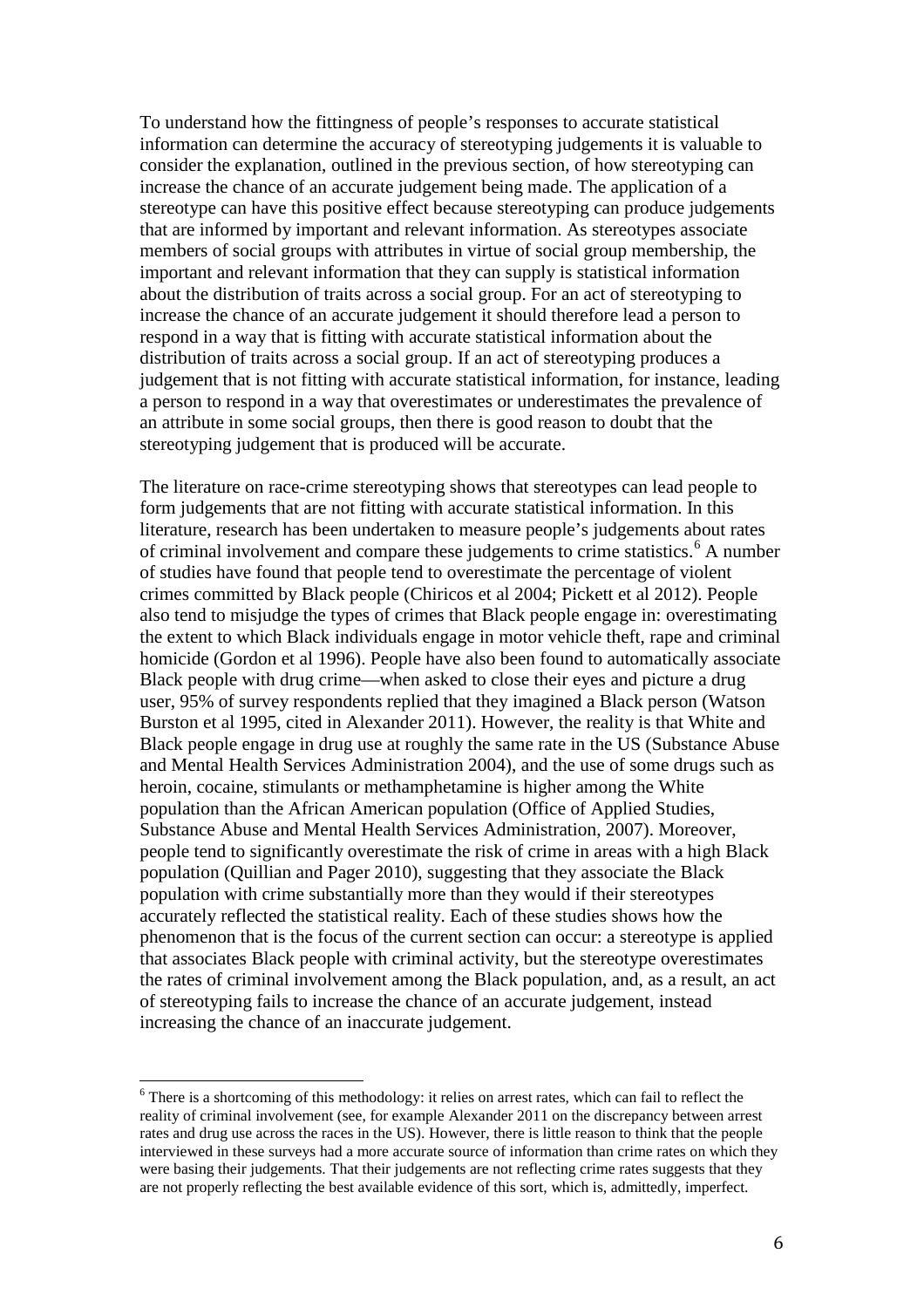To understand how the fittingness of people's responses to accurate statistical information can determine the accuracy of stereotyping judgements it is valuable to consider the explanation, outlined in the previous section, of how stereotyping can increase the chance of an accurate judgement being made. The application of a stereotype can have this positive effect because stereotyping can produce judgements that are informed by important and relevant information. As stereotypes associate members of social groups with attributes in virtue of social group membership, the important and relevant information that they can supply is statistical information about the distribution of traits across a social group. For an act of stereotyping to increase the chance of an accurate judgement it should therefore lead a person to respond in a way that is fitting with accurate statistical information about the distribution of traits across a social group. If an act of stereotyping produces a judgement that is not fitting with accurate statistical information, for instance, leading a person to respond in a way that overestimates or underestimates the prevalence of an attribute in some social groups, then there is good reason to doubt that the stereotyping judgement that is produced will be accurate.

The literature on race-crime stereotyping shows that stereotypes can lead people to form judgements that are not fitting with accurate statistical information. In this literature, research has been undertaken to measure people's judgements about rates of criminal involvement and compare these judgements to crime statistics.[6] A number of studies have found that people tend to overestimate the percentage of violent crimes committed by Black people (Chiricos et al 2004; Pickett et al 2012). People also tend to misjudge the types of crimes that Black people engage in: overestimating the extent to which Black individuals engage in motor vehicle theft, rape and criminal homicide (Gordon et al 1996). People have also been found to automatically associate Black people with drug crime—when asked to close their eyes and picture a drug user, 95% of survey respondents replied that they imagined a Black person (Watson Burston et al 1995, cited in Alexander 2011). However, the reality is that White and Black people engage in drug use at roughly the same rate in the US (Substance Abuse and Mental Health Services Administration 2004), and the use of some drugs such as heroin, cocaine, stimulants or methamphetamine is higher among the White population than the African American population (Office of Applied Studies, Substance Abuse and Mental Health Services Administration, 2007). Moreover, people tend to significantly overestimate the risk of crime in areas with a high Black population (Quillian and Pager 2010), suggesting that they associate the Black population with crime substantially more than they would if their stereotypes accurately reflected the statistical reality. Each of these studies shows how the phenomenon that is the focus of the current section can occur: a stereotype is applied that associates Black people with criminal activity, but the stereotype overestimates the rates of criminal involvement among the Black population, and, as a result, an act of stereotyping fails to increase the chance of an accurate judgement, instead increasing the chance of an inaccurate judgement.

[6] There is a shortcoming of this methodology: it relies on arrest rates, which can fail to reflect the reality of criminal involvement (see, for example Alexander 2011 on the discrepancy between arrest rates and drug use across the races in the US). However, there is little reason to think that the people interviewed in these surveys had a more accurate source of information than crime rates on which they were basing their judgements. That their judgements are not reflecting crime rates suggests that they are not properly reflecting the best available evidence of this sort, which is, admittedly, imperfect.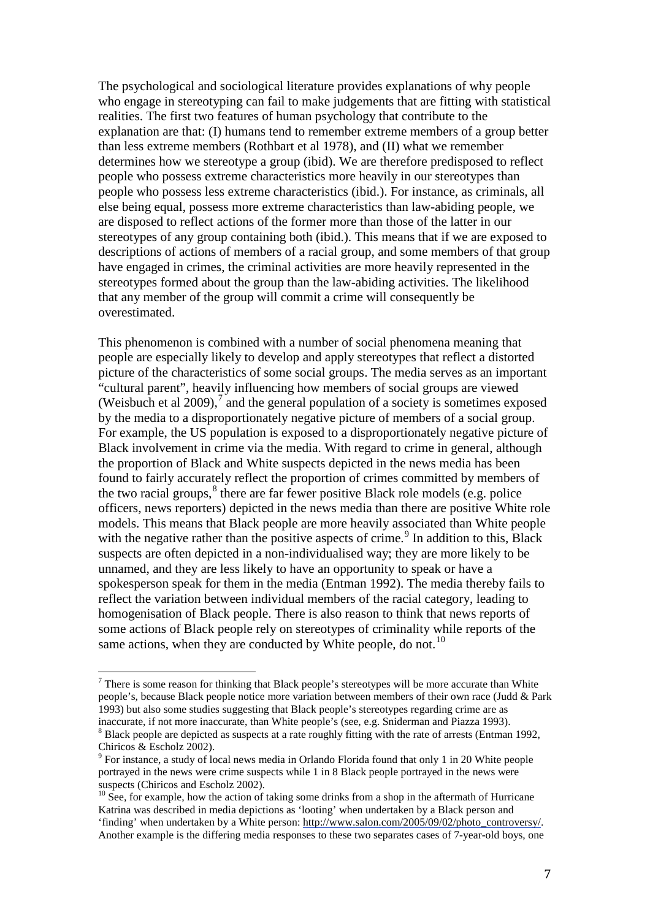The psychological and sociological literature provides explanations of why people who engage in stereotyping can fail to make judgements that are fitting with statistical realities. The first two features of human psychology that contribute to the explanation are that: (I) humans tend to remember extreme members of a group better than less extreme members (Rothbart et al 1978), and (II) what we remember determines how we stereotype a group (ibid). We are therefore predisposed to reflect people who possess extreme characteristics more heavily in our stereotypes than people who possess less extreme characteristics (ibid.). For instance, as criminals, all else being equal, possess more extreme characteristics than law-abiding people, we are disposed to reflect actions of the former more than those of the latter in our stereotypes of any group containing both (ibid.). This means that if we are exposed to descriptions of actions of members of a racial group, and some members of that group have engaged in crimes, the criminal activities are more heavily represented in the stereotypes formed about the group than the law-abiding activities. The likelihood that any member of the group will commit a crime will consequently be overestimated.

This phenomenon is combined with a number of social phenomena meaning that people are especially likely to develop and apply stereotypes that reflect a distorted picture of the characteristics of some social groups. The media serves as an important "cultural parent", heavily influencing how members of social groups are viewed (Weisbuch et al 2009),[7] and the general population of a society is sometimes exposed by the media to a disproportionately negative picture of members of a social group. For example, the US population is exposed to a disproportionately negative picture of Black involvement in crime via the media. With regard to crime in general, although the proportion of Black and White suspects depicted in the news media has been found to fairly accurately reflect the proportion of crimes committed by members of the two racial groups,[8] there are far fewer positive Black role models (e.g. police officers, news reporters) depicted in the news media than there are positive White role models. This means that Black people are more heavily associated than White people with the negative rather than the positive aspects of crime.[9] In addition to this, Black suspects are often depicted in a non-individualised way; they are more likely to be unnamed, and they are less likely to have an opportunity to speak or have a spokesperson speak for them in the media (Entman 1992). The media thereby fails to reflect the variation between individual members of the racial category, leading to homogenisation of Black people. There is also reason to think that news reports of some actions of Black people rely on stereotypes of criminality while reports of the same actions, when they are conducted by White people, do not.[10]

[7] There is some reason for thinking that Black people's stereotypes will be more accurate than White people's, because Black people notice more variation between members of their own race (Judd & Park 1993) but also some studies suggesting that Black people's stereotypes regarding crime are as inaccurate, if not more inaccurate, than White people's (see, e.g. Sniderman and Piazza 1993).

[8] Black people are depicted as suspects at a rate roughly fitting with the rate of arrests (Entman 1992, Chiricos & Escholz 2002).

[9] For instance, a study of local news media in Orlando Florida found that only 1 in 20 White people portrayed in the news were crime suspects while 1 in 8 Black people portrayed in the news were suspects (Chiricos and Escholz 2002).

[10] See, for example, how the action of taking some drinks from a shop in the aftermath of Hurricane Katrina was described in media depictions as 'looting' when undertaken by a Black person and 'finding' when undertaken by a White person: http://www.salon.com/2005/09/02/photo_controversy/. Another example is the differing media responses to these two separates cases of 7-year-old boys, one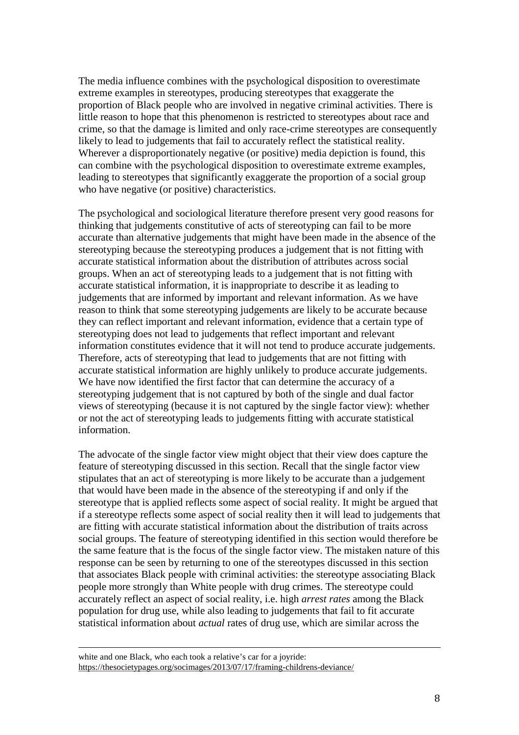The media influence combines with the psychological disposition to overestimate extreme examples in stereotypes, producing stereotypes that exaggerate the proportion of Black people who are involved in negative criminal activities. There is little reason to hope that this phenomenon is restricted to stereotypes about race and crime, so that the damage is limited and only race-crime stereotypes are consequently likely to lead to judgements that fail to accurately reflect the statistical reality. Wherever a disproportionately negative (or positive) media depiction is found, this can combine with the psychological disposition to overestimate extreme examples, leading to stereotypes that significantly exaggerate the proportion of a social group who have negative (or positive) characteristics.

The psychological and sociological literature therefore present very good reasons for thinking that judgements constitutive of acts of stereotyping can fail to be more accurate than alternative judgements that might have been made in the absence of the stereotyping because the stereotyping produces a judgement that is not fitting with accurate statistical information about the distribution of attributes across social groups. When an act of stereotyping leads to a judgement that is not fitting with accurate statistical information, it is inappropriate to describe it as leading to judgements that are informed by important and relevant information. As we have reason to think that some stereotyping judgements are likely to be accurate because they can reflect important and relevant information, evidence that a certain type of stereotyping does not lead to judgements that reflect important and relevant information constitutes evidence that it will not tend to produce accurate judgements. Therefore, acts of stereotyping that lead to judgements that are not fitting with accurate statistical information are highly unlikely to produce accurate judgements. We have now identified the first factor that can determine the accuracy of a stereotyping judgement that is not captured by both of the single and dual factor views of stereotyping (because it is not captured by the single factor view): whether or not the act of stereotyping leads to judgements fitting with accurate statistical information.

The advocate of the single factor view might object that their view does capture the feature of stereotyping discussed in this section. Recall that the single factor view stipulates that an act of stereotyping is more likely to be accurate than a judgement that would have been made in the absence of the stereotyping if and only if the stereotype that is applied reflects some aspect of social reality. It might be argued that if a stereotype reflects some aspect of social reality then it will lead to judgements that are fitting with accurate statistical information about the distribution of traits across social groups. The feature of stereotyping identified in this section would therefore be the same feature that is the focus of the single factor view. The mistaken nature of this response can be seen by returning to one of the stereotypes discussed in this section that associates Black people with criminal activities: the stereotype associating Black people more strongly than White people with drug crimes. The stereotype could accurately reflect an aspect of social reality, i.e. high *arrest rates* among the Black population for drug use, while also leading to judgements that fail to fit accurate statistical information about *actual* rates of drug use, which are similar across the

white and one Black, who each took a relative's car for a joyride: https://thesocietypages.org/socimages/2013/07/17/framing-childrens-deviance/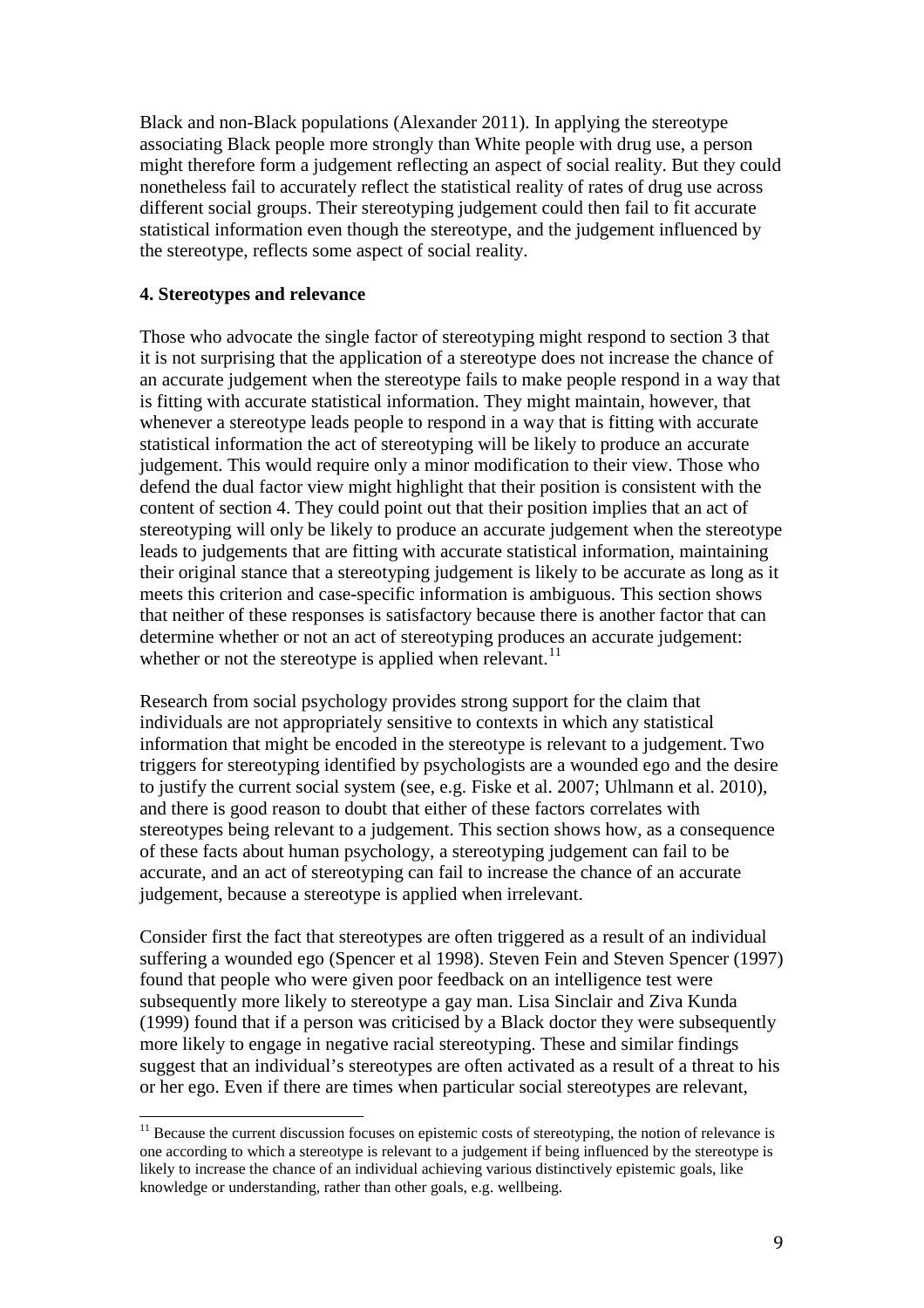Black and non-Black populations (Alexander 2011). In applying the stereotype associating Black people more strongly than White people with drug use, a person might therefore form a judgement reflecting an aspect of social reality. But they could nonetheless fail to accurately reflect the statistical reality of rates of drug use across different social groups. Their stereotyping judgement could then fail to fit accurate statistical information even though the stereotype, and the judgement influenced by the stereotype, reflects some aspect of social reality.

**4. Stereotypes and relevance**

Those who advocate the single factor of stereotyping might respond to section 3 that it is not surprising that the application of a stereotype does not increase the chance of an accurate judgement when the stereotype fails to make people respond in a way that is fitting with accurate statistical information. They might maintain, however, that whenever a stereotype leads people to respond in a way that is fitting with accurate statistical information the act of stereotyping will be likely to produce an accurate judgement. This would require only a minor modification to their view. Those who defend the dual factor view might highlight that their position is consistent with the content of section 4. They could point out that their position implies that an act of stereotyping will only be likely to produce an accurate judgement when the stereotype leads to judgements that are fitting with accurate statistical information, maintaining their original stance that a stereotyping judgement is likely to be accurate as long as it meets this criterion and case-specific information is ambiguous. This section shows that neither of these responses is satisfactory because there is another factor that can determine whether or not an act of stereotyping produces an accurate judgement: whether or not the stereotype is applied when relevant.[11]

Research from social psychology provides strong support for the claim that individuals are not appropriately sensitive to contexts in which any statistical information that might be encoded in the stereotype is relevant to a judgement. Two triggers for stereotyping identified by psychologists are a wounded ego and the desire to justify the current social system (see, e.g. Fiske et al. 2007; Uhlmann et al. 2010), and there is good reason to doubt that either of these factors correlates with stereotypes being relevant to a judgement. This section shows how, as a consequence of these facts about human psychology, a stereotyping judgement can fail to be accurate, and an act of stereotyping can fail to increase the chance of an accurate judgement, because a stereotype is applied when irrelevant.

Consider first the fact that stereotypes are often triggered as a result of an individual suffering a wounded ego (Spencer et al 1998). Steven Fein and Steven Spencer (1997) found that people who were given poor feedback on an intelligence test were subsequently more likely to stereotype a gay man. Lisa Sinclair and Ziva Kunda (1999) found that if a person was criticised by a Black doctor they were subsequently more likely to engage in negative racial stereotyping. These and similar findings suggest that an individual's stereotypes are often activated as a result of a threat to his or her ego. Even if there are times when particular social stereotypes are relevant,

[11] Because the current discussion focuses on epistemic costs of stereotyping, the notion of relevance is one according to which a stereotype is relevant to a judgement if being influenced by the stereotype is likely to increase the chance of an individual achieving various distinctively epistemic goals, like knowledge or understanding, rather than other goals, e.g. wellbeing.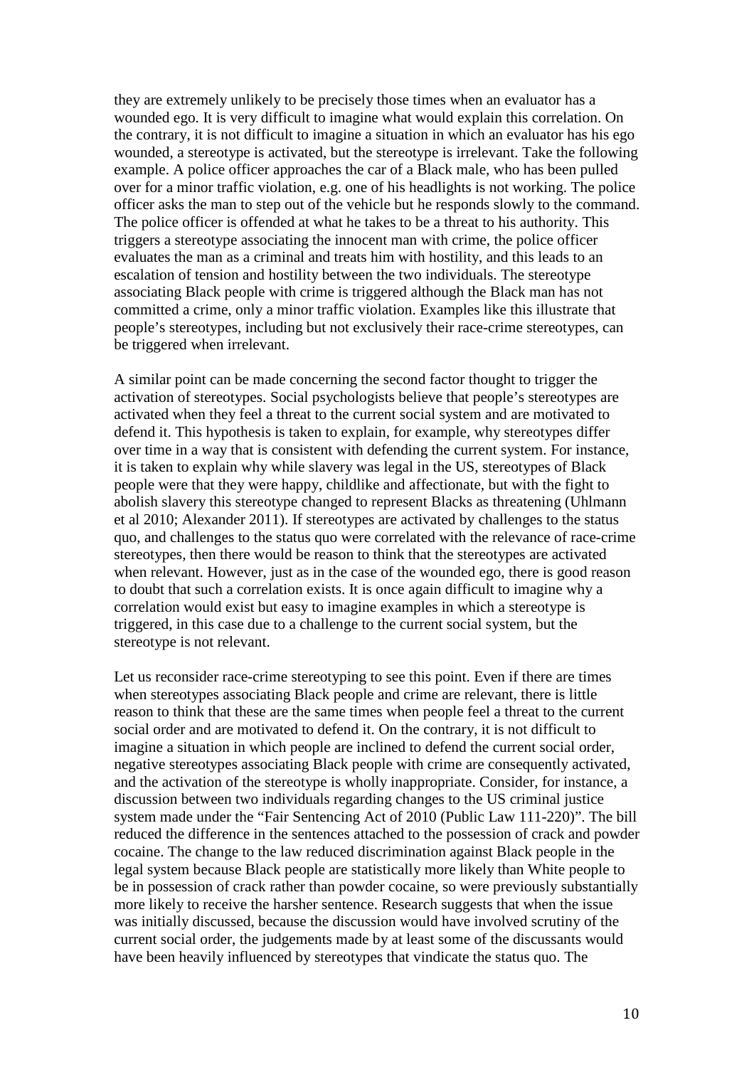they are extremely unlikely to be precisely those times when an evaluator has a wounded ego. It is very difficult to imagine what would explain this correlation. On the contrary, it is not difficult to imagine a situation in which an evaluator has his ego wounded, a stereotype is activated, but the stereotype is irrelevant. Take the following example. A police officer approaches the car of a Black male, who has been pulled over for a minor traffic violation, e.g. one of his headlights is not working. The police officer asks the man to step out of the vehicle but he responds slowly to the command. The police officer is offended at what he takes to be a threat to his authority. This triggers a stereotype associating the innocent man with crime, the police officer evaluates the man as a criminal and treats him with hostility, and this leads to an escalation of tension and hostility between the two individuals. The stereotype associating Black people with crime is triggered although the Black man has not committed a crime, only a minor traffic violation. Examples like this illustrate that people's stereotypes, including but not exclusively their race-crime stereotypes, can be triggered when irrelevant.

A similar point can be made concerning the second factor thought to trigger the activation of stereotypes. Social psychologists believe that people's stereotypes are activated when they feel a threat to the current social system and are motivated to defend it. This hypothesis is taken to explain, for example, why stereotypes differ over time in a way that is consistent with defending the current system. For instance, it is taken to explain why while slavery was legal in the US, stereotypes of Black people were that they were happy, childlike and affectionate, but with the fight to abolish slavery this stereotype changed to represent Blacks as threatening (Uhlmann et al 2010; Alexander 2011). If stereotypes are activated by challenges to the status quo, and challenges to the status quo were correlated with the relevance of race-crime stereotypes, then there would be reason to think that the stereotypes are activated when relevant. However, just as in the case of the wounded ego, there is good reason to doubt that such a correlation exists. It is once again difficult to imagine why a correlation would exist but easy to imagine examples in which a stereotype is triggered, in this case due to a challenge to the current social system, but the stereotype is not relevant.

Let us reconsider race-crime stereotyping to see this point. Even if there are times when stereotypes associating Black people and crime are relevant, there is little reason to think that these are the same times when people feel a threat to the current social order and are motivated to defend it. On the contrary, it is not difficult to imagine a situation in which people are inclined to defend the current social order, negative stereotypes associating Black people with crime are consequently activated, and the activation of the stereotype is wholly inappropriate. Consider, for instance, a discussion between two individuals regarding changes to the US criminal justice system made under the "Fair Sentencing Act of 2010 (Public Law 111-220)". The bill reduced the difference in the sentences attached to the possession of crack and powder cocaine. The change to the law reduced discrimination against Black people in the legal system because Black people are statistically more likely than White people to be in possession of crack rather than powder cocaine, so were previously substantially more likely to receive the harsher sentence. Research suggests that when the issue was initially discussed, because the discussion would have involved scrutiny of the current social order, the judgements made by at least some of the discussants would have been heavily influenced by stereotypes that vindicate the status quo. The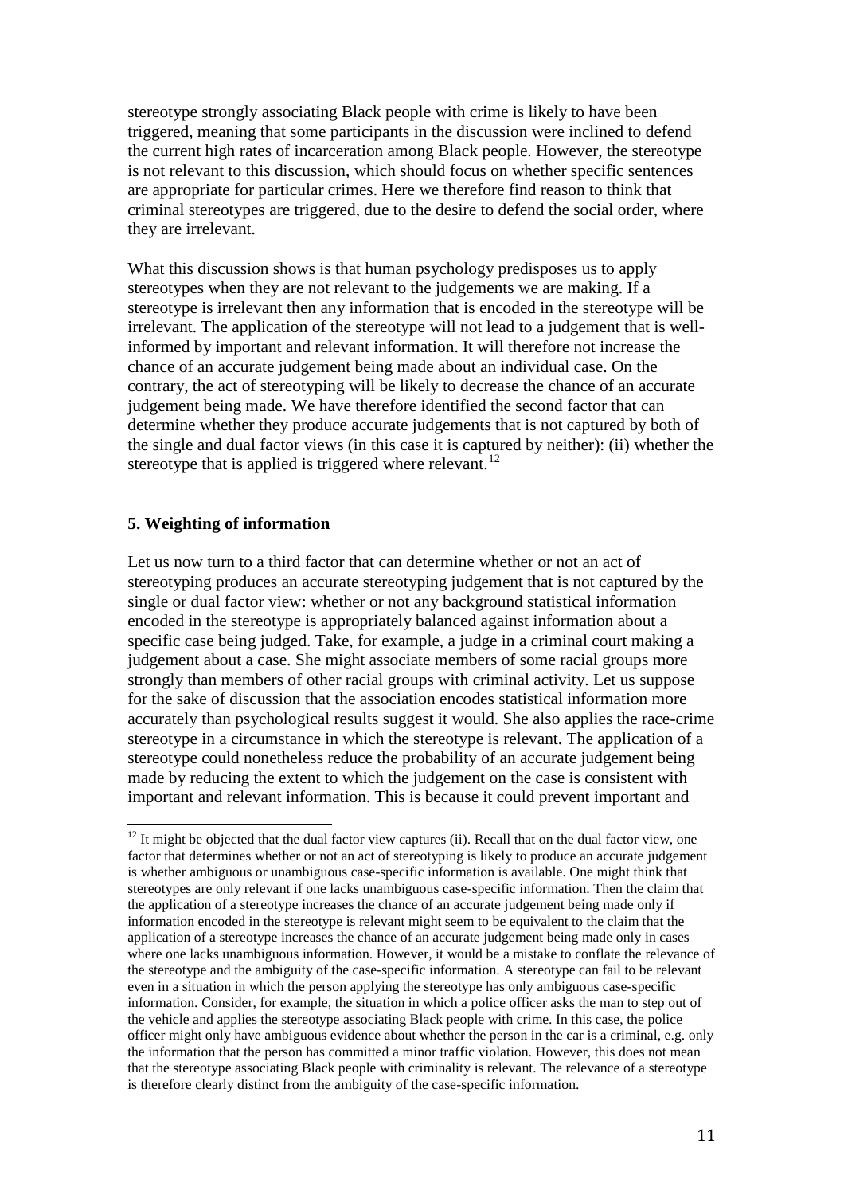stereotype strongly associating Black people with crime is likely to have been triggered, meaning that some participants in the discussion were inclined to defend the current high rates of incarceration among Black people. However, the stereotype is not relevant to this discussion, which should focus on whether specific sentences are appropriate for particular crimes. Here we therefore find reason to think that criminal stereotypes are triggered, due to the desire to defend the social order, where they are irrelevant.

What this discussion shows is that human psychology predisposes us to apply stereotypes when they are not relevant to the judgements we are making. If a stereotype is irrelevant then any information that is encoded in the stereotype will be irrelevant. The application of the stereotype will not lead to a judgement that is well-informed by important and relevant information. It will therefore not increase the chance of an accurate judgement being made about an individual case. On the contrary, the act of stereotyping will be likely to decrease the chance of an accurate judgement being made. We have therefore identified the second factor that can determine whether they produce accurate judgements that is not captured by both of the single and dual factor views (in this case it is captured by neither): (ii) whether the stereotype that is applied is triggered where relevant.[12]

## 5. Weighting of information

Let us now turn to a third factor that can determine whether or not an act of stereotyping produces an accurate stereotyping judgement that is not captured by the single or dual factor view: whether or not any background statistical information encoded in the stereotype is appropriately balanced against information about a specific case being judged. Take, for example, a judge in a criminal court making a judgement about a case. She might associate members of some racial groups more strongly than members of other racial groups with criminal activity. Let us suppose for the sake of discussion that the association encodes statistical information more accurately than psychological results suggest it would. She also applies the race-crime stereotype in a circumstance in which the stereotype is relevant. The application of a stereotype could nonetheless reduce the probability of an accurate judgement being made by reducing the extent to which the judgement on the case is consistent with important and relevant information. This is because it could prevent important and

[12] It might be objected that the dual factor view captures (ii). Recall that on the dual factor view, one factor that determines whether or not an act of stereotyping is likely to produce an accurate judgement is whether ambiguous or unambiguous case-specific information is available. One might think that stereotypes are only relevant if one lacks unambiguous case-specific information. Then the claim that the application of a stereotype increases the chance of an accurate judgement being made only if information encoded in the stereotype is relevant might seem to be equivalent to the claim that the application of a stereotype increases the chance of an accurate judgement being made only in cases where one lacks unambiguous information. However, it would be a mistake to conflate the relevance of the stereotype and the ambiguity of the case-specific information. A stereotype can fail to be relevant even in a situation in which the person applying the stereotype has only ambiguous case-specific information. Consider, for example, the situation in which a police officer asks the man to step out of the vehicle and applies the stereotype associating Black people with crime. In this case, the police officer might only have ambiguous evidence about whether the person in the car is a criminal, e.g. only the information that the person has committed a minor traffic violation. However, this does not mean that the stereotype associating Black people with criminality is relevant. The relevance of a stereotype is therefore clearly distinct from the ambiguity of the case-specific information.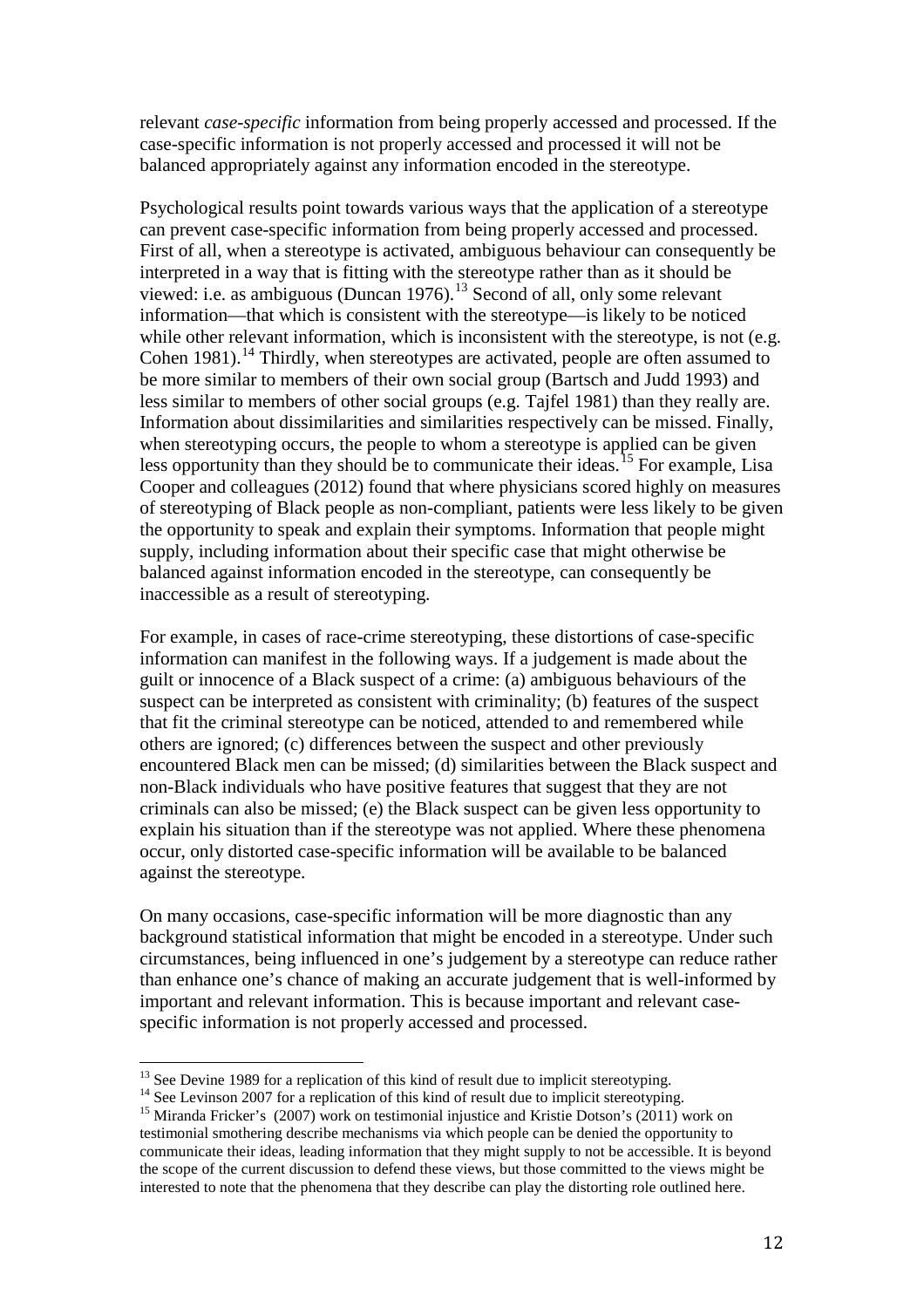relevant *case-specific* information from being properly accessed and processed. If the case-specific information is not properly accessed and processed it will not be balanced appropriately against any information encoded in the stereotype.

Psychological results point towards various ways that the application of a stereotype can prevent case-specific information from being properly accessed and processed. First of all, when a stereotype is activated, ambiguous behaviour can consequently be interpreted in a way that is fitting with the stereotype rather than as it should be viewed: i.e. as ambiguous (Duncan 1976).[13] Second of all, only some relevant information—that which is consistent with the stereotype—is likely to be noticed while other relevant information, which is inconsistent with the stereotype, is not (e.g. Cohen 1981).[14] Thirdly, when stereotypes are activated, people are often assumed to be more similar to members of their own social group (Bartsch and Judd 1993) and less similar to members of other social groups (e.g. Tajfel 1981) than they really are. Information about dissimilarities and similarities respectively can be missed. Finally, when stereotyping occurs, the people to whom a stereotype is applied can be given less opportunity than they should be to communicate their ideas.[15] For example, Lisa Cooper and colleagues (2012) found that where physicians scored highly on measures of stereotyping of Black people as non-compliant, patients were less likely to be given the opportunity to speak and explain their symptoms. Information that people might supply, including information about their specific case that might otherwise be balanced against information encoded in the stereotype, can consequently be inaccessible as a result of stereotyping.

For example, in cases of race-crime stereotyping, these distortions of case-specific information can manifest in the following ways. If a judgement is made about the guilt or innocence of a Black suspect of a crime: (a) ambiguous behaviours of the suspect can be interpreted as consistent with criminality; (b) features of the suspect that fit the criminal stereotype can be noticed, attended to and remembered while others are ignored; (c) differences between the suspect and other previously encountered Black men can be missed; (d) similarities between the Black suspect and non-Black individuals who have positive features that suggest that they are not criminals can also be missed; (e) the Black suspect can be given less opportunity to explain his situation than if the stereotype was not applied. Where these phenomena occur, only distorted case-specific information will be available to be balanced against the stereotype.

On many occasions, case-specific information will be more diagnostic than any background statistical information that might be encoded in a stereotype. Under such circumstances, being influenced in one's judgement by a stereotype can reduce rather than enhance one's chance of making an accurate judgement that is well-informed by important and relevant information. This is because important and relevant case-specific information is not properly accessed and processed.

---

[13] See Devine 1989 for a replication of this kind of result due to implicit stereotyping.

[14] See Levinson 2007 for a replication of this kind of result due to implicit stereotyping.

[15] Miranda Fricker's (2007) work on testimonial injustice and Kristie Dotson's (2011) work on testimonial smothering describe mechanisms via which people can be denied the opportunity to communicate their ideas, leading information that they might supply to not be accessible. It is beyond the scope of the current discussion to defend these views, but those committed to the views might be interested to note that the phenomena that they describe can play the distorting role outlined here.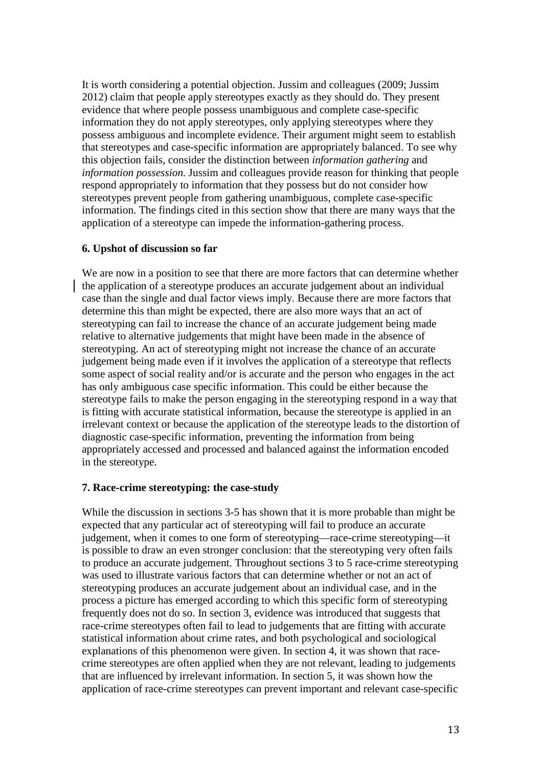It is worth considering a potential objection. Jussim and colleagues (2009; Jussim 2012) claim that people apply stereotypes exactly as they should do. They present evidence that where people possess unambiguous and complete case-specific information they do not apply stereotypes, only applying stereotypes where they possess ambiguous and incomplete evidence. Their argument might seem to establish that stereotypes and case-specific information are appropriately balanced. To see why this objection fails, consider the distinction between *information gathering* and *information possession.* Jussim and colleagues provide reason for thinking that people respond appropriately to information that they possess but do not consider how stereotypes prevent people from gathering unambiguous, complete case-specific information. The findings cited in this section show that there are many ways that the application of a stereotype can impede the information-gathering process.

## 6. Upshot of discussion so far

We are now in a position to see that there are more factors that can determine whether the application of a stereotype produces an accurate judgement about an individual case than the single and dual factor views imply. Because there are more factors that determine this than might be expected, there are also more ways that an act of stereotyping can fail to increase the chance of an accurate judgement being made relative to alternative judgements that might have been made in the absence of stereotyping. An act of stereotyping might not increase the chance of an accurate judgement being made even if it involves the application of a stereotype that reflects some aspect of social reality and/or is accurate and the person who engages in the act has only ambiguous case specific information. This could be either because the stereotype fails to make the person engaging in the stereotyping respond in a way that is fitting with accurate statistical information, because the stereotype is applied in an irrelevant context or because the application of the stereotype leads to the distortion of diagnostic case-specific information, preventing the information from being appropriately accessed and processed and balanced against the information encoded in the stereotype.

## 7. Race-crime stereotyping: the case-study

While the discussion in sections 3-5 has shown that it is more probable than might be expected that any particular act of stereotyping will fail to produce an accurate judgement, when it comes to one form of stereotyping—race-crime stereotyping—it is possible to draw an even stronger conclusion: that the stereotyping very often fails to produce an accurate judgement. Throughout sections 3 to 5 race-crime stereotyping was used to illustrate various factors that can determine whether or not an act of stereotyping produces an accurate judgement about an individual case, and in the process a picture has emerged according to which this specific form of stereotyping frequently does not do so. In section 3, evidence was introduced that suggests that race-crime stereotypes often fail to lead to judgements that are fitting with accurate statistical information about crime rates, and both psychological and sociological explanations of this phenomenon were given. In section 4, it was shown that race-crime stereotypes are often applied when they are not relevant, leading to judgements that are influenced by irrelevant information. In section 5, it was shown how the application of race-crime stereotypes can prevent important and relevant case-specific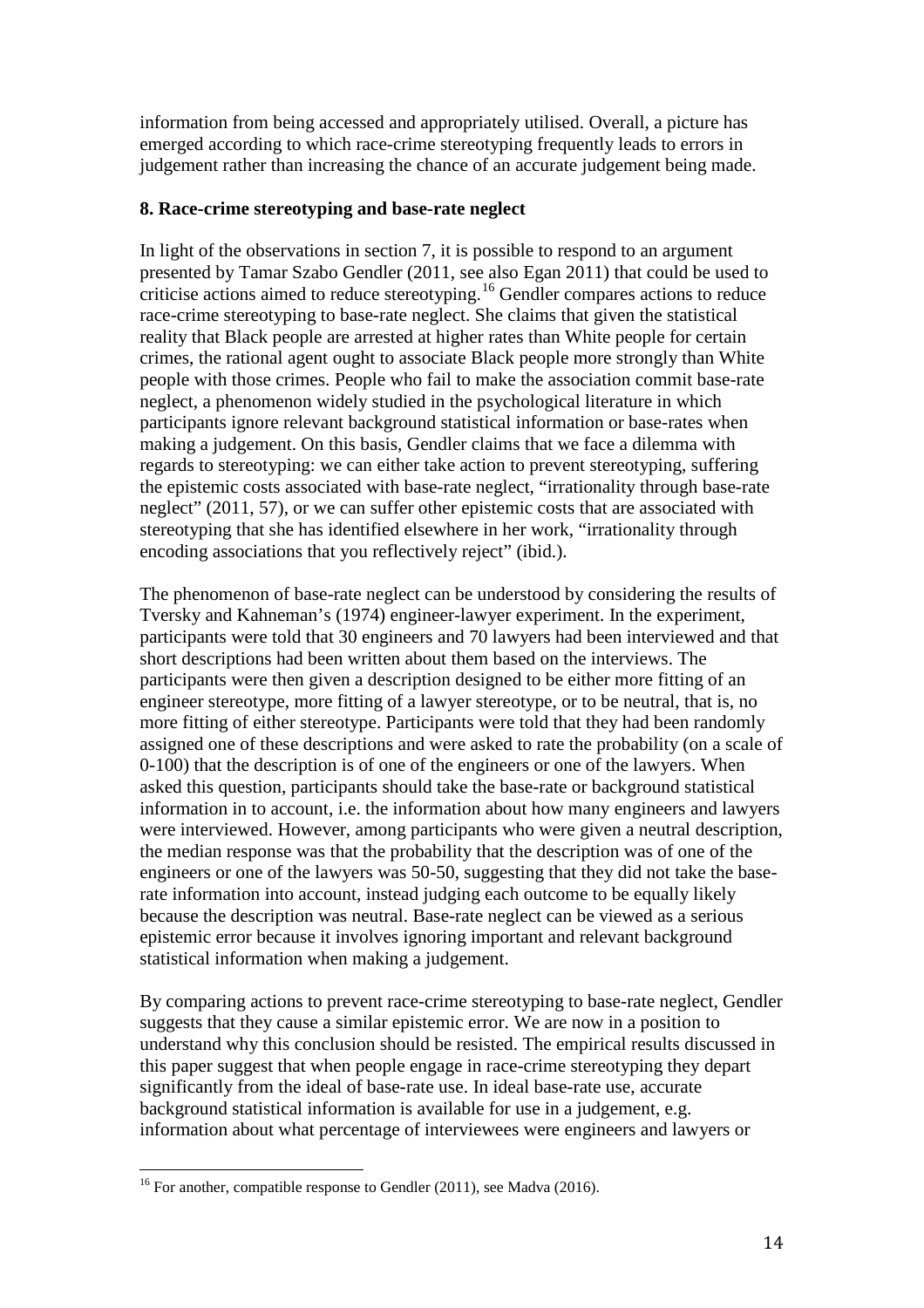information from being accessed and appropriately utilised. Overall, a picture has emerged according to which race-crime stereotyping frequently leads to errors in judgement rather than increasing the chance of an accurate judgement being made.

## 8. Race-crime stereotyping and base-rate neglect

In light of the observations in section 7, it is possible to respond to an argument presented by Tamar Szabo Gendler (2011, see also Egan 2011) that could be used to criticise actions aimed to reduce stereotyping.[16] Gendler compares actions to reduce race-crime stereotyping to base-rate neglect. She claims that given the statistical reality that Black people are arrested at higher rates than White people for certain crimes, the rational agent ought to associate Black people more strongly than White people with those crimes. People who fail to make the association commit base-rate neglect, a phenomenon widely studied in the psychological literature in which participants ignore relevant background statistical information or base-rates when making a judgement. On this basis, Gendler claims that we face a dilemma with regards to stereotyping: we can either take action to prevent stereotyping, suffering the epistemic costs associated with base-rate neglect, "irrationality through base-rate neglect" (2011, 57), or we can suffer other epistemic costs that are associated with stereotyping that she has identified elsewhere in her work, "irrationality through encoding associations that you reflectively reject" (ibid.).

The phenomenon of base-rate neglect can be understood by considering the results of Tversky and Kahneman's (1974) engineer-lawyer experiment. In the experiment, participants were told that 30 engineers and 70 lawyers had been interviewed and that short descriptions had been written about them based on the interviews. The participants were then given a description designed to be either more fitting of an engineer stereotype, more fitting of a lawyer stereotype, or to be neutral, that is, no more fitting of either stereotype. Participants were told that they had been randomly assigned one of these descriptions and were asked to rate the probability (on a scale of 0-100) that the description is of one of the engineers or one of the lawyers. When asked this question, participants should take the base-rate or background statistical information in to account, i.e. the information about how many engineers and lawyers were interviewed. However, among participants who were given a neutral description, the median response was that the probability that the description was of one of the engineers or one of the lawyers was 50-50, suggesting that they did not take the base-rate information into account, instead judging each outcome to be equally likely because the description was neutral. Base-rate neglect can be viewed as a serious epistemic error because it involves ignoring important and relevant background statistical information when making a judgement.

By comparing actions to prevent race-crime stereotyping to base-rate neglect, Gendler suggests that they cause a similar epistemic error. We are now in a position to understand why this conclusion should be resisted. The empirical results discussed in this paper suggest that when people engage in race-crime stereotyping they depart significantly from the ideal of base-rate use. In ideal base-rate use, accurate background statistical information is available for use in a judgement, e.g. information about what percentage of interviewees were engineers and lawyers or

[16] For another, compatible response to Gendler (2011), see Madva (2016).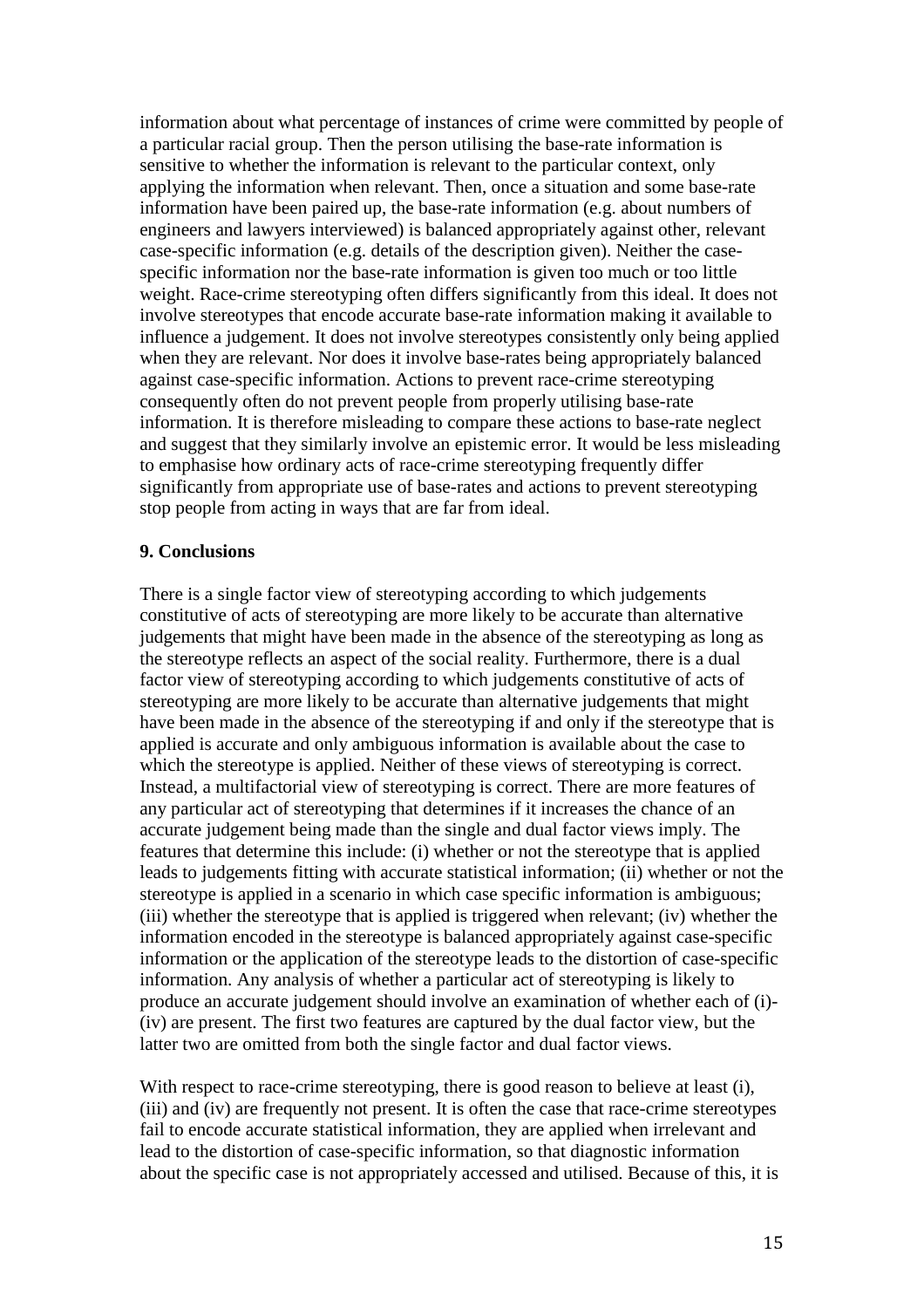information about what percentage of instances of crime were committed by people of a particular racial group. Then the person utilising the base-rate information is sensitive to whether the information is relevant to the particular context, only applying the information when relevant. Then, once a situation and some base-rate information have been paired up, the base-rate information (e.g. about numbers of engineers and lawyers interviewed) is balanced appropriately against other, relevant case-specific information (e.g. details of the description given). Neither the case-specific information nor the base-rate information is given too much or too little weight. Race-crime stereotyping often differs significantly from this ideal. It does not involve stereotypes that encode accurate base-rate information making it available to influence a judgement. It does not involve stereotypes consistently only being applied when they are relevant. Nor does it involve base-rates being appropriately balanced against case-specific information. Actions to prevent race-crime stereotyping consequently often do not prevent people from properly utilising base-rate information. It is therefore misleading to compare these actions to base-rate neglect and suggest that they similarly involve an epistemic error. It would be less misleading to emphasise how ordinary acts of race-crime stereotyping frequently differ significantly from appropriate use of base-rates and actions to prevent stereotyping stop people from acting in ways that are far from ideal.

**9. Conclusions**

There is a single factor view of stereotyping according to which judgements constitutive of acts of stereotyping are more likely to be accurate than alternative judgements that might have been made in the absence of the stereotyping as long as the stereotype reflects an aspect of the social reality. Furthermore, there is a dual factor view of stereotyping according to which judgements constitutive of acts of stereotyping are more likely to be accurate than alternative judgements that might have been made in the absence of the stereotyping if and only if the stereotype that is applied is accurate and only ambiguous information is available about the case to which the stereotype is applied. Neither of these views of stereotyping is correct. Instead, a multifactorial view of stereotyping is correct. There are more features of any particular act of stereotyping that determines if it increases the chance of an accurate judgement being made than the single and dual factor views imply. The features that determine this include: (i) whether or not the stereotype that is applied leads to judgements fitting with accurate statistical information; (ii) whether or not the stereotype is applied in a scenario in which case specific information is ambiguous; (iii) whether the stereotype that is applied is triggered when relevant; (iv) whether the information encoded in the stereotype is balanced appropriately against case-specific information or the application of the stereotype leads to the distortion of case-specific information. Any analysis of whether a particular act of stereotyping is likely to produce an accurate judgement should involve an examination of whether each of (i)-(iv) are present. The first two features are captured by the dual factor view, but the latter two are omitted from both the single factor and dual factor views.

With respect to race-crime stereotyping, there is good reason to believe at least (i), (iii) and (iv) are frequently not present. It is often the case that race-crime stereotypes fail to encode accurate statistical information, they are applied when irrelevant and lead to the distortion of case-specific information, so that diagnostic information about the specific case is not appropriately accessed and utilised. Because of this, it is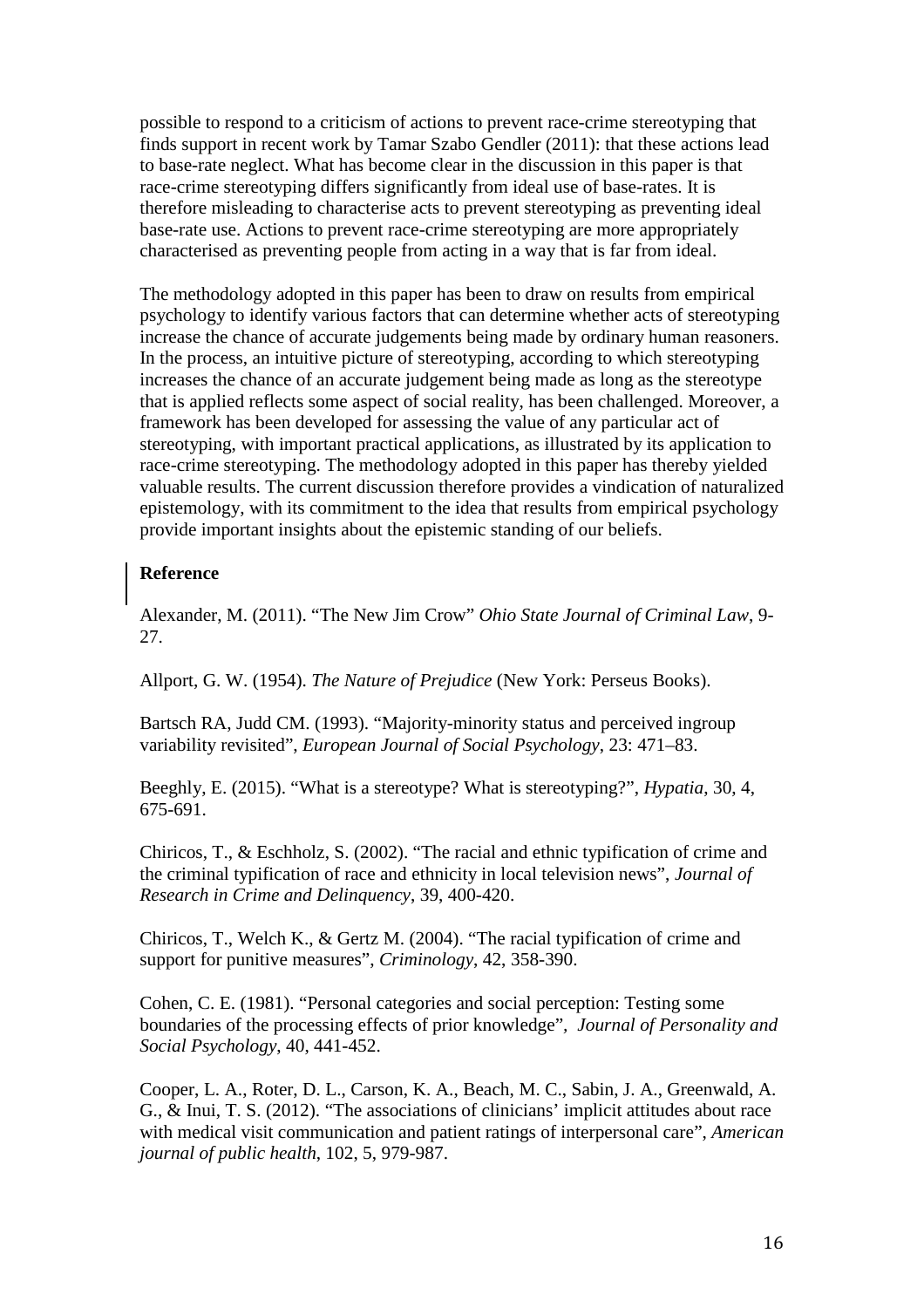possible to respond to a criticism of actions to prevent race-crime stereotyping that finds support in recent work by Tamar Szabo Gendler (2011): that these actions lead to base-rate neglect. What has become clear in the discussion in this paper is that race-crime stereotyping differs significantly from ideal use of base-rates. It is therefore misleading to characterise acts to prevent stereotyping as preventing ideal base-rate use. Actions to prevent race-crime stereotyping are more appropriately characterised as preventing people from acting in a way that is far from ideal.

The methodology adopted in this paper has been to draw on results from empirical psychology to identify various factors that can determine whether acts of stereotyping increase the chance of accurate judgements being made by ordinary human reasoners. In the process, an intuitive picture of stereotyping, according to which stereotyping increases the chance of an accurate judgement being made as long as the stereotype that is applied reflects some aspect of social reality, has been challenged. Moreover, a framework has been developed for assessing the value of any particular act of stereotyping, with important practical applications, as illustrated by its application to race-crime stereotyping. The methodology adopted in this paper has thereby yielded valuable results. The current discussion therefore provides a vindication of naturalized epistemology, with its commitment to the idea that results from empirical psychology provide important insights about the epistemic standing of our beliefs.

**Reference**

Alexander, M. (2011). "The New Jim Crow" *Ohio State Journal of Criminal Law*, 9-27.

Allport, G. W. (1954). *The Nature of Prejudice* (New York: Perseus Books).

Bartsch RA, Judd CM. (1993). "Majority-minority status and perceived ingroup variability revisited", *European Journal of Social Psychology*, 23: 471–83.

Beeghly, E. (2015). "What is a stereotype? What is stereotyping?", *Hypatia*, 30, 4, 675-691.

Chiricos, T., & Eschholz, S. (2002). "The racial and ethnic typification of crime and the criminal typification of race and ethnicity in local television news", *Journal of Research in Crime and Delinquency*, 39, 400-420.

Chiricos, T., Welch K., & Gertz M. (2004). "The racial typification of crime and support for punitive measures", *Criminology*, 42, 358-390.

Cohen, C. E. (1981). "Personal categories and social perception: Testing some boundaries of the processing effects of prior knowledge", *Journal of Personality and Social Psychology*, 40, 441-452.

Cooper, L. A., Roter, D. L., Carson, K. A., Beach, M. C., Sabin, J. A., Greenwald, A. G., & Inui, T. S. (2012). "The associations of clinicians' implicit attitudes about race with medical visit communication and patient ratings of interpersonal care", *American journal of public health*, 102, 5, 979-987.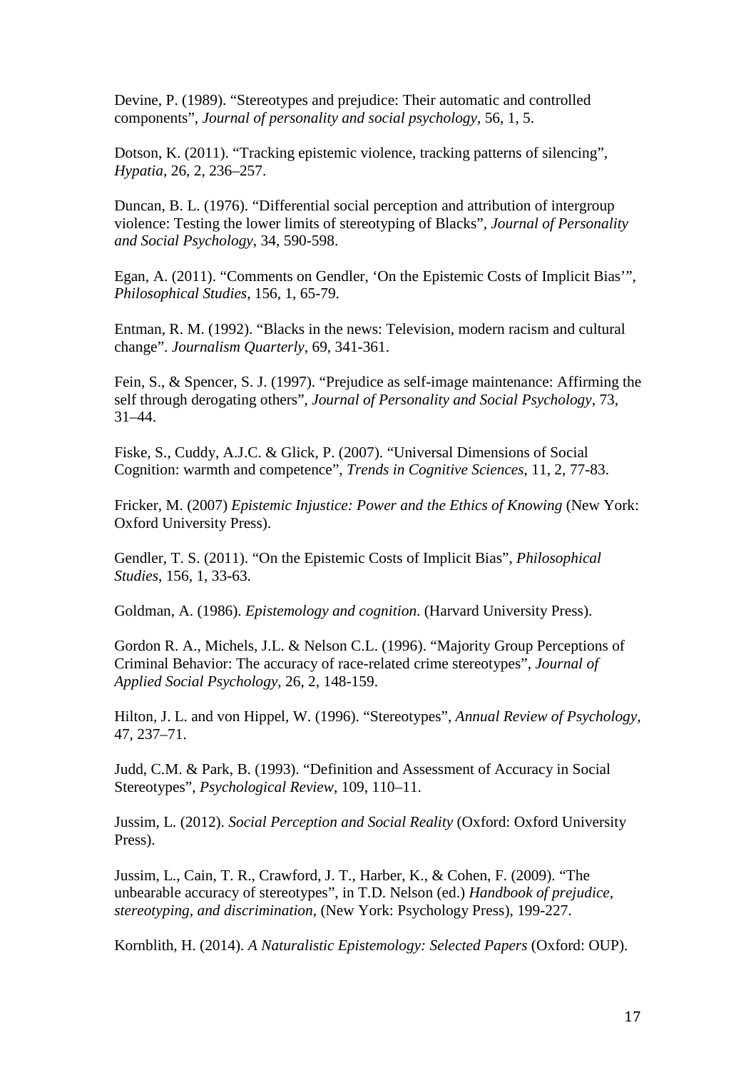Devine, P. (1989). “Stereotypes and prejudice: Their automatic and controlled components”, *Journal of personality and social psychology*, 56, 1, 5.

Dotson, K. (2011). “Tracking epistemic violence, tracking patterns of silencing”, *Hypatia*, 26, 2, 236–257.

Duncan, B. L. (1976). “Differential social perception and attribution of intergroup violence: Testing the lower limits of stereotyping of Blacks”, *Journal of Personality and Social Psychology*, 34, 590-598.

Egan, A. (2011). “Comments on Gendler, ‘On the Epistemic Costs of Implicit Bias’”, *Philosophical Studies*, 156, 1, 65-79.

Entman, R. M. (1992). “Blacks in the news: Television, modern racism and cultural change”. *Journalism Quarterly*, 69, 341-361.

Fein, S., & Spencer, S. J. (1997). “Prejudice as self-image maintenance: Affirming the self through derogating others”, *Journal of Personality and Social Psychology*, 73, 31–44.

Fiske, S., Cuddy, A.J.C. & Glick, P. (2007). “Universal Dimensions of Social Cognition: warmth and competence”, *Trends in Cognitive Sciences*, 11, 2, 77-83.

Fricker, M. (2007) *Epistemic Injustice: Power and the Ethics of Knowing* (New York: Oxford University Press).

Gendler, T. S. (2011). “On the Epistemic Costs of Implicit Bias”, *Philosophical Studies*, 156, 1, 33-63.

Goldman, A. (1986). *Epistemology and cognition*. (Harvard University Press).

Gordon R. A., Michels, J.L. & Nelson C.L. (1996). “Majority Group Perceptions of Criminal Behavior: The accuracy of race-related crime stereotypes”, *Journal of Applied Social Psychology*, 26, 2, 148-159.

Hilton, J. L. and von Hippel, W. (1996). “Stereotypes”, *Annual Review of Psychology*, 47, 237–71.

Judd, C.M. & Park, B. (1993). “Definition and Assessment of Accuracy in Social Stereotypes”, *Psychological Review*, 109, 110–11.

Jussim, L. (2012). *Social Perception and Social Reality* (Oxford: Oxford University Press).

Jussim, L., Cain, T. R., Crawford, J. T., Harber, K., & Cohen, F. (2009). “The unbearable accuracy of stereotypes”, in T.D. Nelson (ed.) *Handbook of prejudice, stereotyping, and discrimination*, (New York: Psychology Press), 199-227.

Kornblith, H. (2014). *A Naturalistic Epistemology: Selected Papers* (Oxford: OUP).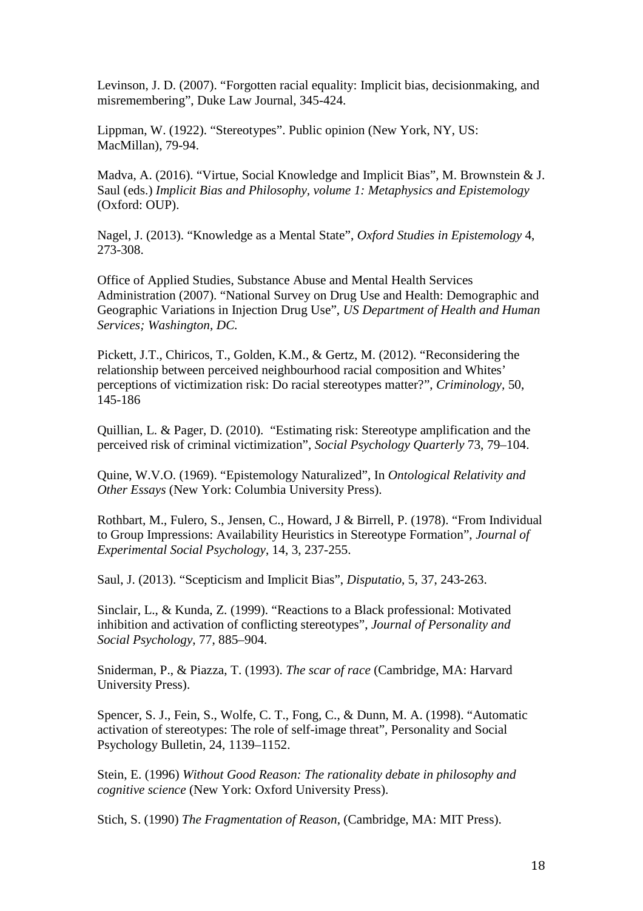Levinson, J. D. (2007). “Forgotten racial equality: Implicit bias, decisionmaking, and misremembering”, Duke Law Journal, 345-424.

Lippman, W. (1922). “Stereotypes”. Public opinion (New York, NY, US: MacMillan), 79-94.

Madva, A. (2016). “Virtue, Social Knowledge and Implicit Bias”, M. Brownstein & J. Saul (eds.) *Implicit Bias and Philosophy, volume 1: Metaphysics and Epistemology* (Oxford: OUP).

Nagel, J. (2013). “Knowledge as a Mental State”, *Oxford Studies in Epistemology* 4, 273-308.

Office of Applied Studies, Substance Abuse and Mental Health Services Administration (2007). “National Survey on Drug Use and Health: Demographic and Geographic Variations in Injection Drug Use”, *US Department of Health and Human Services; Washington, DC.*

Pickett, J.T., Chiricos, T., Golden, K.M., & Gertz, M. (2012). “Reconsidering the relationship between perceived neighbourhood racial composition and Whites’ perceptions of victimization risk: Do racial stereotypes matter?”, *Criminology*, 50, 145-186

Quillian, L. & Pager, D. (2010). “Estimating risk: Stereotype amplification and the perceived risk of criminal victimization”, *Social Psychology Quarterly* 73, 79–104.

Quine, W.V.O. (1969). “Epistemology Naturalized”, In *Ontological Relativity and Other Essays* (New York: Columbia University Press).

Rothbart, M., Fulero, S., Jensen, C., Howard, J & Birrell, P. (1978). “From Individual to Group Impressions: Availability Heuristics in Stereotype Formation”, *Journal of Experimental Social Psychology*, 14, 3, 237-255.

Saul, J. (2013). “Scepticism and Implicit Bias”, *Disputatio*, 5, 37, 243-263.

Sinclair, L., & Kunda, Z. (1999). “Reactions to a Black professional: Motivated inhibition and activation of conflicting stereotypes”, *Journal of Personality and Social Psychology*, 77, 885–904.

Sniderman, P., & Piazza, T. (1993). *The scar of race* (Cambridge, MA: Harvard University Press).

Spencer, S. J., Fein, S., Wolfe, C. T., Fong, C., & Dunn, M. A. (1998). “Automatic activation of stereotypes: The role of self-image threat”, Personality and Social Psychology Bulletin, 24, 1139–1152.

Stein, E. (1996) *Without Good Reason: The rationality debate in philosophy and cognitive science* (New York: Oxford University Press).

Stich, S. (1990) *The Fragmentation of Reason*, (Cambridge, MA: MIT Press).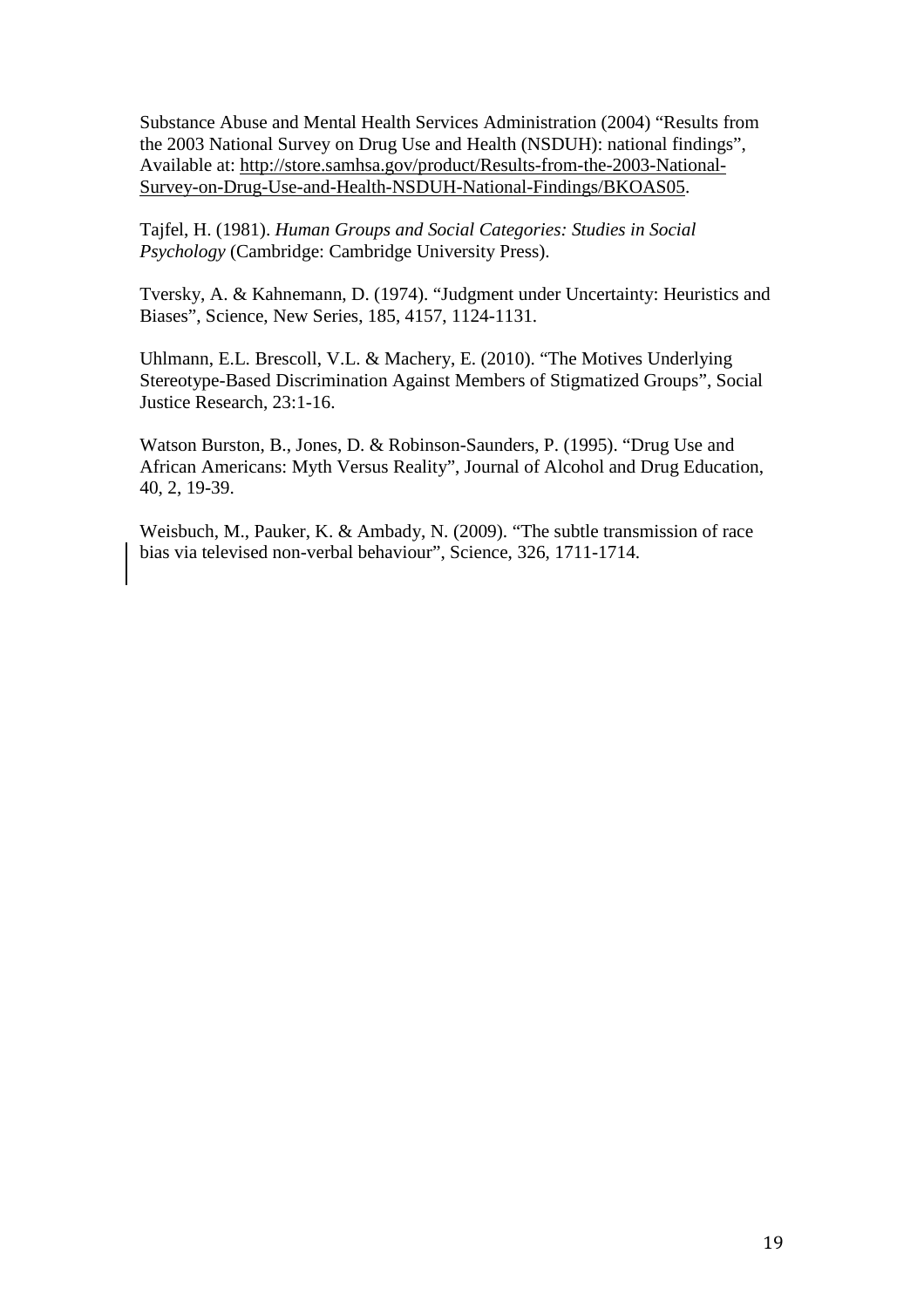Substance Abuse and Mental Health Services Administration (2004) “Results from the 2003 National Survey on Drug Use and Health (NSDUH): national findings”, Available at: http://store.samhsa.gov/product/Results-from-the-2003-National-Survey-on-Drug-Use-and-Health-NSDUH-National-Findings/BKOAS05.

Tajfel, H. (1981). *Human Groups and Social Categories: Studies in Social Psychology* (Cambridge: Cambridge University Press).

Tversky, A. & Kahnemann, D. (1974). “Judgment under Uncertainty: Heuristics and Biases”, Science, New Series, 185, 4157, 1124-1131.

Uhlmann, E.L. Brescoll, V.L. & Machery, E. (2010). “The Motives Underlying Stereotype-Based Discrimination Against Members of Stigmatized Groups”, Social Justice Research, 23:1-16.

Watson Burston, B., Jones, D. & Robinson-Saunders, P. (1995). “Drug Use and African Americans: Myth Versus Reality”, Journal of Alcohol and Drug Education, 40, 2, 19-39.

Weisbuch, M., Pauker, K. & Ambady, N. (2009). “The subtle transmission of race bias via televised non-verbal behaviour”, Science, 326, 1711-1714.